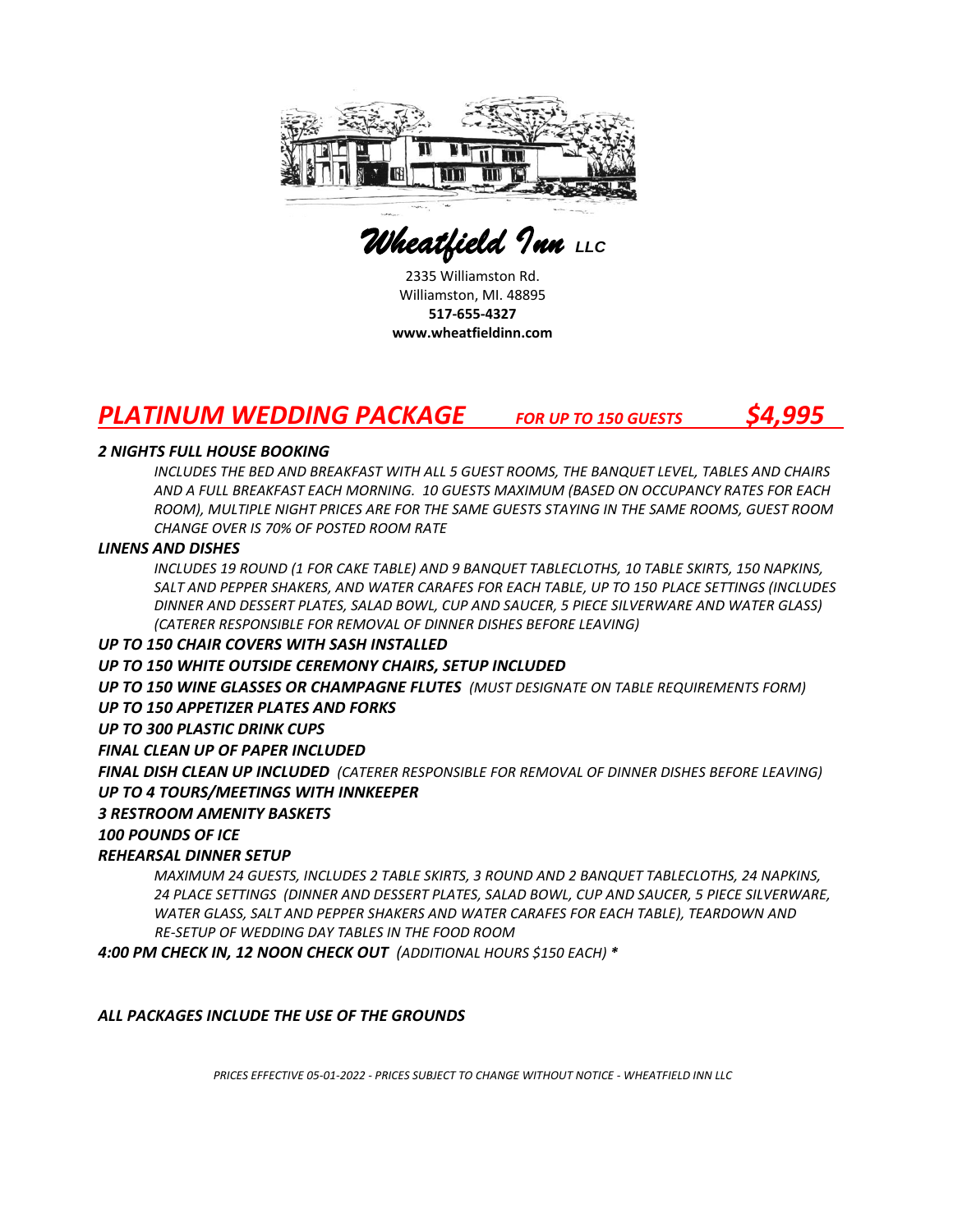# *Wheatfield Inn* LLC

2335 Williamston Rd.
Williamston, MI. 48895
**517-655-4327**
**www.wheatfieldinn.com**

## ***PLATINUM WEDDING PACKAGE*** *FOR UP TO 150 GUESTS* ***$4,995***

***2 NIGHTS FULL HOUSE BOOKING***

*INCLUDES THE BED AND BREAKFAST WITH ALL 5 GUEST ROOMS, THE BANQUET LEVEL, TABLES AND CHAIRS AND A FULL BREAKFAST EACH MORNING. 10 GUESTS MAXIMUM (BASED ON OCCUPANCY RATES FOR EACH ROOM), MULTIPLE NIGHT PRICES ARE FOR THE SAME GUESTS STAYING IN THE SAME ROOMS, GUEST ROOM CHANGE OVER IS 70% OF POSTED ROOM RATE*

***LINENS AND DISHES***

*INCLUDES 19 ROUND (1 FOR CAKE TABLE) AND 9 BANQUET TABLECLOTHS, 10 TABLE SKIRTS, 150 NAPKINS, SALT AND PEPPER SHAKERS, AND WATER CARAFES FOR EACH TABLE, UP TO 150 PLACE SETTINGS (INCLUDES DINNER AND DESSERT PLATES, SALAD BOWL, CUP AND SAUCER, 5 PIECE SILVERWARE AND WATER GLASS) (CATERER RESPONSIBLE FOR REMOVAL OF DINNER DISHES BEFORE LEAVING)*

***UP TO 150 CHAIR COVERS WITH SASH INSTALLED***

***UP TO 150 WHITE OUTSIDE CEREMONY CHAIRS, SETUP INCLUDED***

***UP TO 150 WINE GLASSES OR CHAMPAGNE FLUTES*** *(MUST DESIGNATE ON TABLE REQUIREMENTS FORM)*

***UP TO 150 APPETIZER PLATES AND FORKS***

***UP TO 300 PLASTIC DRINK CUPS***

***FINAL CLEAN UP OF PAPER INCLUDED***

***FINAL DISH CLEAN UP INCLUDED*** *(CATERER RESPONSIBLE FOR REMOVAL OF DINNER DISHES BEFORE LEAVING)*

***UP TO 4 TOURS/MEETINGS WITH INNKEEPER***

***3 RESTROOM AMENITY BASKETS***

***100 POUNDS OF ICE***

***REHEARSAL DINNER SETUP***

*MAXIMUM 24 GUESTS, INCLUDES 2 TABLE SKIRTS, 3 ROUND AND 2 BANQUET TABLECLOTHS, 24 NAPKINS, 24 PLACE SETTINGS (DINNER AND DESSERT PLATES, SALAD BOWL, CUP AND SAUCER, 5 PIECE SILVERWARE, WATER GLASS, SALT AND PEPPER SHAKERS AND WATER CARAFES FOR EACH TABLE), TEARDOWN AND RE-SETUP OF WEDDING DAY TABLES IN THE FOOD ROOM*

***4:00 PM CHECK IN, 12 NOON CHECK OUT*** *(ADDITIONAL HOURS $150 EACH)* *****

***ALL PACKAGES INCLUDE THE USE OF THE GROUNDS***

*PRICES EFFECTIVE 05-01-2022 - PRICES SUBJECT TO CHANGE WITHOUT NOTICE - WHEATFIELD INN LLC*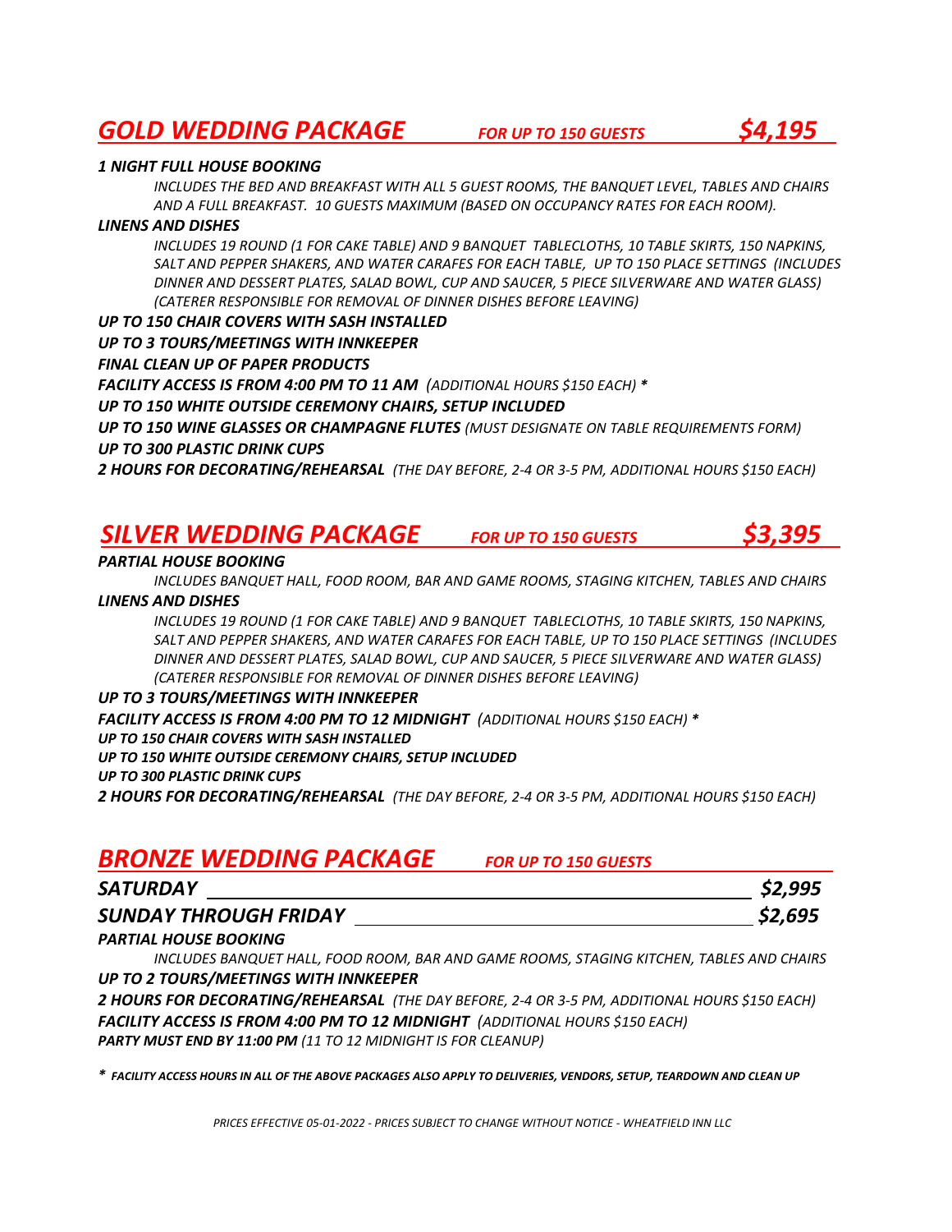## *GOLD WEDDING PACKAGE* *FOR UP TO 150 GUESTS* *$4,195*

***1 NIGHT FULL HOUSE BOOKING***

*INCLUDES THE BED AND BREAKFAST WITH ALL 5 GUEST ROOMS, THE BANQUET LEVEL, TABLES AND CHAIRS AND A FULL BREAKFAST. 10 GUESTS MAXIMUM (BASED ON OCCUPANCY RATES FOR EACH ROOM).*

***LINENS AND DISHES***

*INCLUDES 19 ROUND (1 FOR CAKE TABLE) AND 9 BANQUET TABLECLOTHS, 10 TABLE SKIRTS, 150 NAPKINS, SALT AND PEPPER SHAKERS, AND WATER CARAFES FOR EACH TABLE, UP TO 150 PLACE SETTINGS (INCLUDES DINNER AND DESSERT PLATES, SALAD BOWL, CUP AND SAUCER, 5 PIECE SILVERWARE AND WATER GLASS) (CATERER RESPONSIBLE FOR REMOVAL OF DINNER DISHES BEFORE LEAVING)*

***UP TO 150 CHAIR COVERS WITH SASH INSTALLED***

***UP TO 3 TOURS/MEETINGS WITH INNKEEPER***

***FINAL CLEAN UP OF PAPER PRODUCTS***

***FACILITY ACCESS IS FROM 4:00 PM TO 11 AM*** *(ADDITIONAL HOURS $150 EACH) **

***UP TO 150 WHITE OUTSIDE CEREMONY CHAIRS, SETUP INCLUDED***

***UP TO 150 WINE GLASSES OR CHAMPAGNE FLUTES*** *(MUST DESIGNATE ON TABLE REQUIREMENTS FORM)*

***UP TO 300 PLASTIC DRINK CUPS***

***2 HOURS FOR DECORATING/REHEARSAL*** *(THE DAY BEFORE, 2-4 OR 3-5 PM, ADDITIONAL HOURS $150 EACH)*

## *SILVER WEDDING PACKAGE* *FOR UP TO 150 GUESTS* *$3,395*

***PARTIAL HOUSE BOOKING***

*INCLUDES BANQUET HALL, FOOD ROOM, BAR AND GAME ROOMS, STAGING KITCHEN, TABLES AND CHAIRS*

***LINENS AND DISHES***

*INCLUDES 19 ROUND (1 FOR CAKE TABLE) AND 9 BANQUET TABLECLOTHS, 10 TABLE SKIRTS, 150 NAPKINS, SALT AND PEPPER SHAKERS, AND WATER CARAFES FOR EACH TABLE, UP TO 150 PLACE SETTINGS (INCLUDES DINNER AND DESSERT PLATES, SALAD BOWL, CUP AND SAUCER, 5 PIECE SILVERWARE AND WATER GLASS) (CATERER RESPONSIBLE FOR REMOVAL OF DINNER DISHES BEFORE LEAVING)*

***UP TO 3 TOURS/MEETINGS WITH INNKEEPER***

***FACILITY ACCESS IS FROM 4:00 PM TO 12 MIDNIGHT*** *(ADDITIONAL HOURS $150 EACH) **

***UP TO 150 CHAIR COVERS WITH SASH INSTALLED***

***UP TO 150 WHITE OUTSIDE CEREMONY CHAIRS, SETUP INCLUDED***

***UP TO 300 PLASTIC DRINK CUPS***

***2 HOURS FOR DECORATING/REHEARSAL*** *(THE DAY BEFORE, 2-4 OR 3-5 PM, ADDITIONAL HOURS $150 EACH)*

## *BRONZE WEDDING PACKAGE* *FOR UP TO 150 GUESTS*

| | |
|---|---|
| ***SATURDAY*** | ***$2,995*** |
| ***SUNDAY THROUGH FRIDAY*** | ***$2,695*** |

***PARTIAL HOUSE BOOKING***

*INCLUDES BANQUET HALL, FOOD ROOM, BAR AND GAME ROOMS, STAGING KITCHEN, TABLES AND CHAIRS*

***UP TO 2 TOURS/MEETINGS WITH INNKEEPER***

***2 HOURS FOR DECORATING/REHEARSAL*** *(THE DAY BEFORE, 2-4 OR 3-5 PM, ADDITIONAL HOURS $150 EACH)*

***FACILITY ACCESS IS FROM 4:00 PM TO 12 MIDNIGHT*** *(ADDITIONAL HOURS $150 EACH)*

***PARTY MUST END BY 11:00 PM*** *(11 TO 12 MIDNIGHT IS FOR CLEANUP)*

*\* FACILITY ACCESS HOURS IN ALL OF THE ABOVE PACKAGES ALSO APPLY TO DELIVERIES, VENDORS, SETUP, TEARDOWN AND CLEAN UP*

*PRICES EFFECTIVE 05-01-2022 - PRICES SUBJECT TO CHANGE WITHOUT NOTICE - WHEATFIELD INN LLC*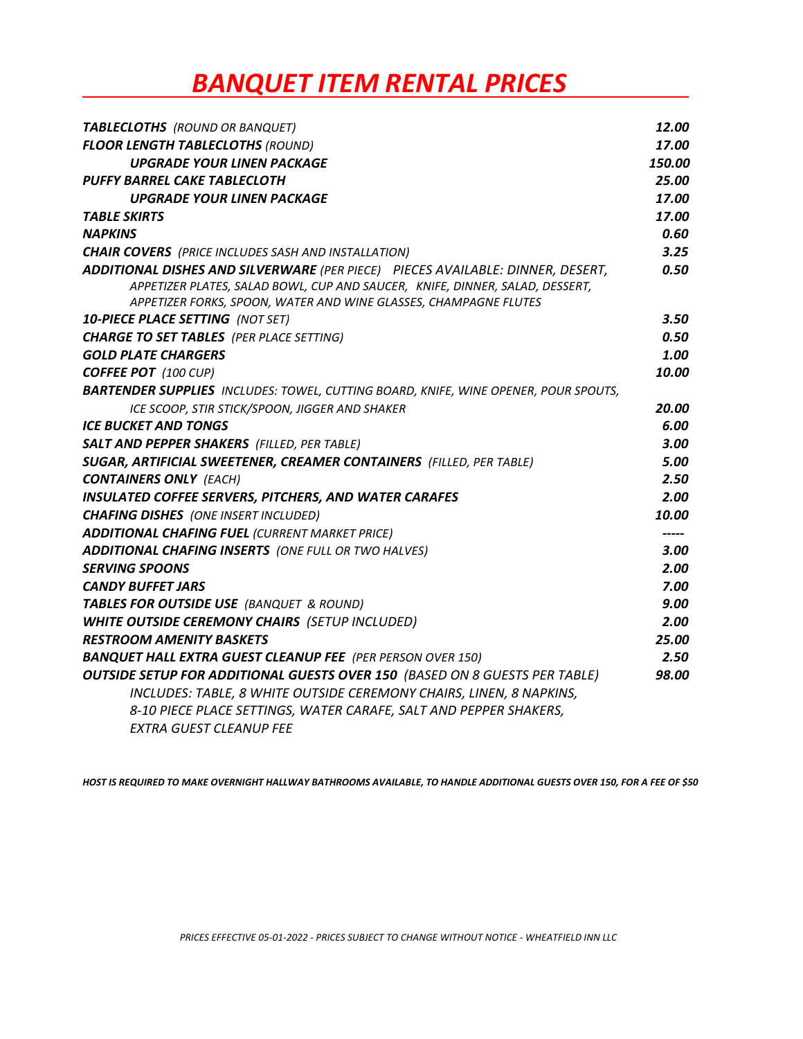# *BANQUET ITEM RENTAL PRICES*

| | |
|---|---|
| ***TABLECLOTHS*** *(ROUND OR BANQUET)* | ***12.00*** |
| ***FLOOR LENGTH TABLECLOTHS*** *(ROUND)* | ***17.00*** |
| ***UPGRADE YOUR LINEN PACKAGE*** | ***150.00*** |
| ***PUFFY BARREL CAKE TABLECLOTH*** | ***25.00*** |
| ***UPGRADE YOUR LINEN PACKAGE*** | ***17.00*** |
| ***TABLE SKIRTS*** | ***17.00*** |
| ***NAPKINS*** | ***0.60*** |
| ***CHAIR COVERS*** *(PRICE INCLUDES SASH AND INSTALLATION)* | ***3.25*** |
| ***ADDITIONAL DISHES AND SILVERWARE*** *(PER PIECE) PIECES AVAILABLE: DINNER, DESERT, APPETIZER PLATES, SALAD BOWL, CUP AND SAUCER, KNIFE, DINNER, SALAD, DESSERT, APPETIZER FORKS, SPOON, WATER AND WINE GLASSES, CHAMPAGNE FLUTES* | ***0.50*** |
| ***10-PIECE PLACE SETTING*** *(NOT SET)* | ***3.50*** |
| ***CHARGE TO SET TABLES*** *(PER PLACE SETTING)* | ***0.50*** |
| ***GOLD PLATE CHARGERS*** | ***1.00*** |
| ***COFFEE POT*** *(100 CUP)* | ***10.00*** |
| ***BARTENDER SUPPLIES*** *INCLUDES: TOWEL, CUTTING BOARD, KNIFE, WINE OPENER, POUR SPOUTS, ICE SCOOP, STIR STICK/SPOON, JIGGER AND SHAKER* | ***20.00*** |
| ***ICE BUCKET AND TONGS*** | ***6.00*** |
| ***SALT AND PEPPER SHAKERS*** *(FILLED, PER TABLE)* | ***3.00*** |
| ***SUGAR, ARTIFICIAL SWEETENER, CREAMER CONTAINERS*** *(FILLED, PER TABLE)* | ***5.00*** |
| ***CONTAINERS ONLY*** *(EACH)* | ***2.50*** |
| ***INSULATED COFFEE SERVERS, PITCHERS, AND WATER CARAFES*** | ***2.00*** |
| ***CHAFING DISHES*** *(ONE INSERT INCLUDED)* | ***10.00*** |
| ***ADDITIONAL CHAFING FUEL*** *(CURRENT MARKET PRICE)* | ***-----*** |
| ***ADDITIONAL CHAFING INSERTS*** *(ONE FULL OR TWO HALVES)* | ***3.00*** |
| ***SERVING SPOONS*** | ***2.00*** |
| ***CANDY BUFFET JARS*** | ***7.00*** |
| ***TABLES FOR OUTSIDE USE*** *(BANQUET & ROUND)* | ***9.00*** |
| ***WHITE OUTSIDE CEREMONY CHAIRS*** *(SETUP INCLUDED)* | ***2.00*** |
| ***RESTROOM AMENITY BASKETS*** | ***25.00*** |
| ***BANQUET HALL EXTRA GUEST CLEANUP FEE*** *(PER PERSON OVER 150)* | ***2.50*** |
| ***OUTSIDE SETUP FOR ADDITIONAL GUESTS OVER 150*** *(BASED ON 8 GUESTS PER TABLE) INCLUDES: TABLE, 8 WHITE OUTSIDE CEREMONY CHAIRS, LINEN, 8 NAPKINS, 8-10 PIECE PLACE SETTINGS, WATER CARAFE, SALT AND PEPPER SHAKERS, EXTRA GUEST CLEANUP FEE* | ***98.00*** |

***HOST IS REQUIRED TO MAKE OVERNIGHT HALLWAY BATHROOMS AVAILABLE, TO HANDLE ADDITIONAL GUESTS OVER 150, FOR A FEE OF $50***

*PRICES EFFECTIVE 05-01-2022 - PRICES SUBJECT TO CHANGE WITHOUT NOTICE - WHEATFIELD INN LLC*